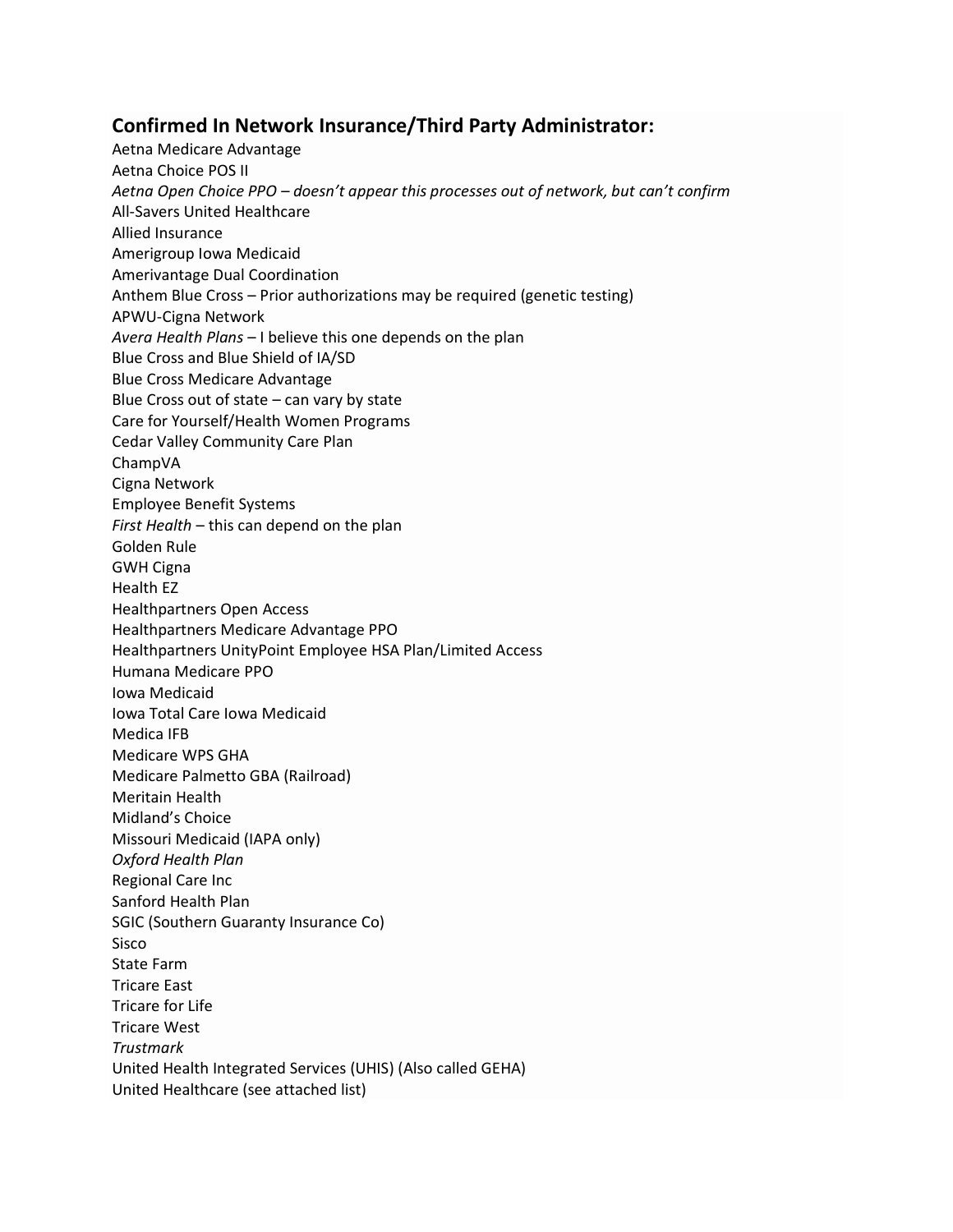## Confirmed In Network Insurance/Third Party Administrator:

Aetna Medicare Advantage
Aetna Choice POS II
*Aetna Open Choice PPO – doesn't appear this processes out of network, but can't confirm*
All-Savers United Healthcare
Allied Insurance
Amerigroup Iowa Medicaid
Amerivantage Dual Coordination
Anthem Blue Cross – Prior authorizations may be required (genetic testing)
APWU-Cigna Network
*Avera Health Plans* – I believe this one depends on the plan
Blue Cross and Blue Shield of IA/SD
Blue Cross Medicare Advantage
Blue Cross out of state – can vary by state
Care for Yourself/Health Women Programs
Cedar Valley Community Care Plan
ChampVA
Cigna Network
Employee Benefit Systems
*First Health* – this can depend on the plan
Golden Rule
GWH Cigna
Health EZ
Healthpartners Open Access
Healthpartners Medicare Advantage PPO
Healthpartners UnityPoint Employee HSA Plan/Limited Access
Humana Medicare PPO
Iowa Medicaid
Iowa Total Care Iowa Medicaid
Medica IFB
Medicare WPS GHA
Medicare Palmetto GBA (Railroad)
Meritain Health
Midland's Choice
Missouri Medicaid (IAPA only)
*Oxford Health Plan*
Regional Care Inc
Sanford Health Plan
SGIC (Southern Guaranty Insurance Co)
Sisco
State Farm
Tricare East
Tricare for Life
Tricare West
*Trustmark*
United Health Integrated Services (UHIS) (Also called GEHA)
United Healthcare (see attached list)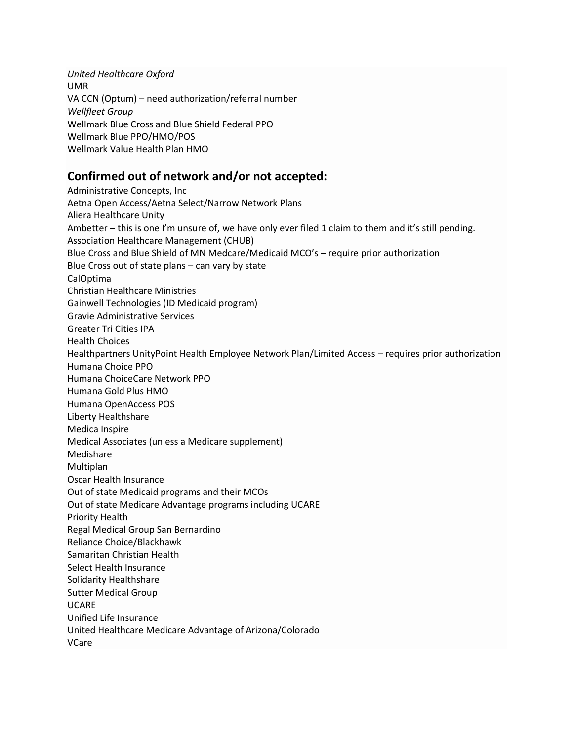*United Healthcare Oxford*
UMR
VA CCN (Optum) – need authorization/referral number
*Wellfleet Group*
Wellmark Blue Cross and Blue Shield Federal PPO
Wellmark Blue PPO/HMO/POS
Wellmark Value Health Plan HMO

## Confirmed out of network and/or not accepted:

Administrative Concepts, Inc
Aetna Open Access/Aetna Select/Narrow Network Plans
Aliera Healthcare Unity
Ambetter – this is one I'm unsure of, we have only ever filed 1 claim to them and it's still pending.
Association Healthcare Management (CHUB)
Blue Cross and Blue Shield of MN Medcare/Medicaid MCO's – require prior authorization
Blue Cross out of state plans – can vary by state
CalOptima
Christian Healthcare Ministries
Gainwell Technologies (ID Medicaid program)
Gravie Administrative Services
Greater Tri Cities IPA
Health Choices
Healthpartners UnityPoint Health Employee Network Plan/Limited Access – requires prior authorization
Humana Choice PPO
Humana ChoiceCare Network PPO
Humana Gold Plus HMO
Humana OpenAccess POS
Liberty Healthshare
Medica Inspire
Medical Associates (unless a Medicare supplement)
Medishare
Multiplan
Oscar Health Insurance
Out of state Medicaid programs and their MCOs
Out of state Medicare Advantage programs including UCARE
Priority Health
Regal Medical Group San Bernardino
Reliance Choice/Blackhawk
Samaritan Christian Health
Select Health Insurance
Solidarity Healthshare
Sutter Medical Group
UCARE
Unified Life Insurance
United Healthcare Medicare Advantage of Arizona/Colorado
VCare